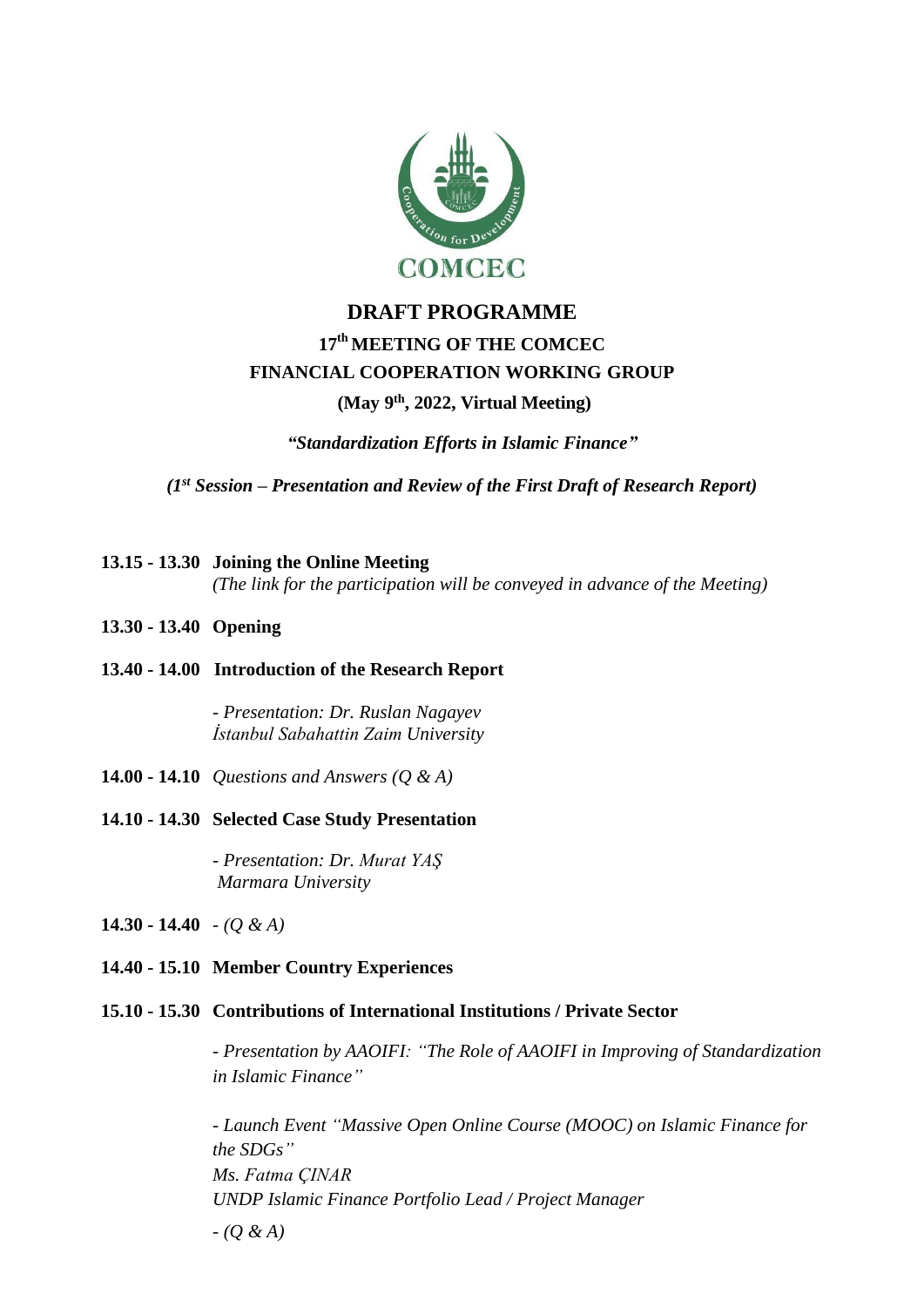COMCEC

# DRAFT PROGRAMME

## 17th MEETING OF THE COMCEC FINANCIAL COOPERATION WORKING GROUP

**(May 9th, 2022, Virtual Meeting)**

***"Standardization Efforts in Islamic Finance"***

***(1st Session – Presentation and Review of the First Draft of Research Report)***

**13.15 - 13.30 Joining the Online Meeting**
*(The link for the participation will be conveyed in advance of the Meeting)*

**13.30 - 13.40 Opening**

**13.40 - 14.00 Introduction of the Research Report**

*- Presentation: Dr. Ruslan Nagayev*
*İstanbul Sabahattin Zaim University*

**14.00 - 14.10** *Questions and Answers (Q & A)*

**14.10 - 14.30 Selected Case Study Presentation**

*- Presentation: Dr. Murat YAŞ*
*Marmara University*

**14.30 - 14.40** *- (Q & A)*

**14.40 - 15.10 Member Country Experiences**

**15.10 - 15.30 Contributions of International Institutions / Private Sector**

*- Presentation by AAOIFI: "The Role of AAOIFI in Improving of Standardization in Islamic Finance"*

*- Launch Event "Massive Open Online Course (MOOC) on Islamic Finance for the SDGs"*
*Ms. Fatma ÇINAR*
*UNDP Islamic Finance Portfolio Lead / Project Manager*

*- (Q & A)*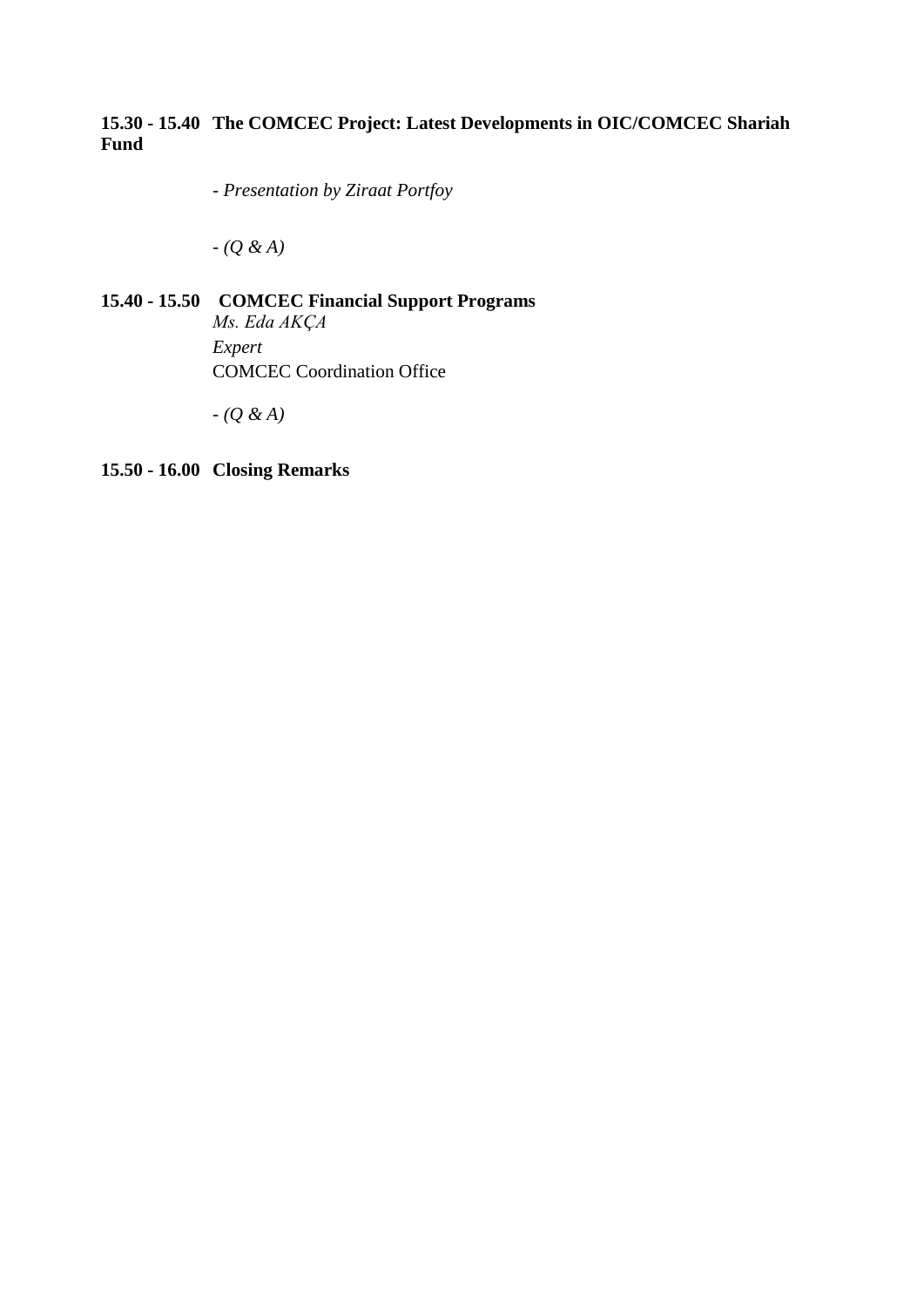**15.30 - 15.40 The COMCEC Project: Latest Developments in OIC/COMCEC Shariah Fund**

- *Presentation by Ziraat Portfoy*

- *(Q & A)*

**15.40 - 15.50 COMCEC Financial Support Programs**

*Ms. Eda AKÇA*
*Expert*
COMCEC Coordination Office

- *(Q & A)*

**15.50 - 16.00 Closing Remarks**